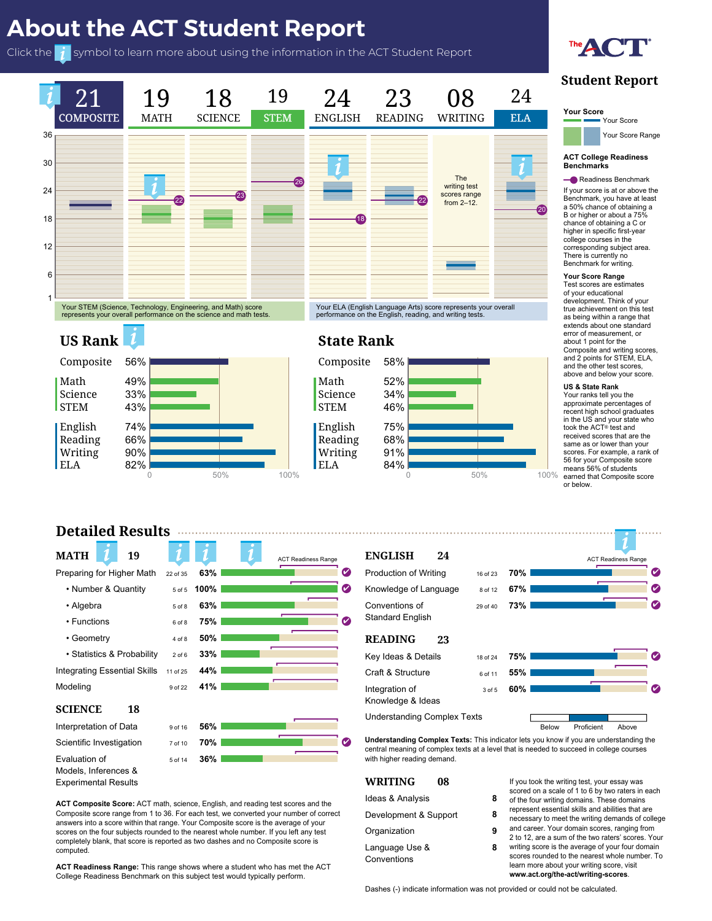# About the ACT Student Report

Click the i symbol to learn more about using the information in the ACT Student Report

The ACT

## Student Report

| 21 COMPOSITE | 19 MATH | 18 SCIENCE | 19 STEM | 24 ENGLISH | 23 READING | 08 WRITING | 24 ELA |
|---|---|---|---|---|---|---|---|

Readiness Benchmarks: Math 22, Science 23, STEM 26, English 18, Reading 22, ELA 20

The writing test scores range from 2–12.

Your STEM (Science, Technology, Engineering, and Math) score represents your overall performance on the science and math tests.

Your ELA (English Language Arts) score represents your overall performance on the English, reading, and writing tests.

**Your Score**

Your Score

Your Score Range

**ACT College Readiness Benchmarks**

Readiness Benchmark

If your score is at or above the Benchmark, you have at least a 50% chance of obtaining a B or higher or about a 75% chance of obtaining a C or higher in specific first-year college courses in the corresponding subject area. There is currently no Benchmark for writing.

**Your Score Range**

Test scores are estimates of your educational development. Think of your true achievement on this test as being within a range that extends about one standard error of measurement, or about 1 point for the Composite and writing scores, and 2 points for STEM, ELA, and the other test scores, above and below your score.

**US & State Rank**

Your ranks tell you the approximate percentages of recent high school graduates in the US and your state who took the ACT® test and received scores that are the same as or lower than your scores. For example, a rank of 56 for your Composite score means 56% of students earned that Composite score or below.

## US Rank

| | |
|---|---|
| Composite | 56% |
| Math | 49% |
| Science | 33% |
| STEM | 43% |
| English | 74% |
| Reading | 66% |
| Writing | 90% |
| ELA | 82% |

## State Rank

| | |
|---|---|
| Composite | 58% |
| Math | 52% |
| Science | 34% |
| STEM | 46% |
| English | 75% |
| Reading | 68% |
| Writing | 91% |
| ELA | 84% |

## Detailed Results

### MATH 19

| Category | Points | Percent | ACT Readiness Range |
|---|---|---|---|
| Preparing for Higher Math | 22 of 35 | 63% | ✔ |
| • Number & Quantity | 5 of 5 | 100% | ✔ |
| • Algebra | 5 of 8 | 63% | |
| • Functions | 6 of 8 | 75% | ✔ |
| • Geometry | 4 of 8 | 50% | |
| • Statistics & Probability | 2 of 6 | 33% | |
| Integrating Essential Skills | 11 of 25 | 44% | |
| Modeling | 9 of 22 | 41% | |

### SCIENCE 18

| Category | Points | Percent | ACT Readiness Range |
|---|---|---|---|
| Interpretation of Data | 9 of 16 | 56% | |
| Scientific Investigation | 7 of 10 | 70% | ✔ |
| Evaluation of Models, Inferences & Experimental Results | 5 of 14 | 36% | |

**ACT Composite Score:** ACT math, science, English, and reading test scores and the Composite score range from 1 to 36. For each test, we converted your number of correct answers into a score within that range. Your Composite score is the average of your scores on the four subjects rounded to the nearest whole number. If you left any test completely blank, that score is reported as two dashes and no Composite score is computed.

**ACT Readiness Range:** This range shows where a student who has met the ACT College Readiness Benchmark on this subject test would typically perform.

### ENGLISH 24

| Category | Points | Percent | ACT Readiness Range |
|---|---|---|---|
| Production of Writing | 16 of 23 | 70% | ✔ |
| Knowledge of Language | 8 of 12 | 67% | ✔ |
| Conventions of Standard English | 29 of 40 | 73% | ✔ |

### READING 23

| Category | Points | Percent | ACT Readiness Range |
|---|---|---|---|
| Key Ideas & Details | 18 of 24 | 75% | ✔ |
| Craft & Structure | 6 of 11 | 55% | |
| Integration of Knowledge & Ideas | 3 of 5 | 60% | ✔ |

Understanding Complex Texts: Below | **Proficient** | Above

**Understanding Complex Texts:** This indicator lets you know if you are understanding the central meaning of complex texts at a level that is needed to succeed in college courses with higher reading demand.

### WRITING 08

| Domain | Score |
|---|---|
| Ideas & Analysis | 8 |
| Development & Support | 8 |
| Organization | 9 |
| Language Use & Conventions | 8 |

If you took the writing test, your essay was scored on a scale of 1 to 6 by two raters in each of the four writing domains. These domains represent essential skills and abilities that are necessary to meet the writing demands of college and career. Your domain scores, ranging from 2 to 12, are a sum of the two raters' scores. Your writing score is the average of your four domain scores rounded to the nearest whole number. To learn more about your writing score, visit **www.act.org/the-act/writing-scores**.

Dashes (-) indicate information was not provided or could not be calculated.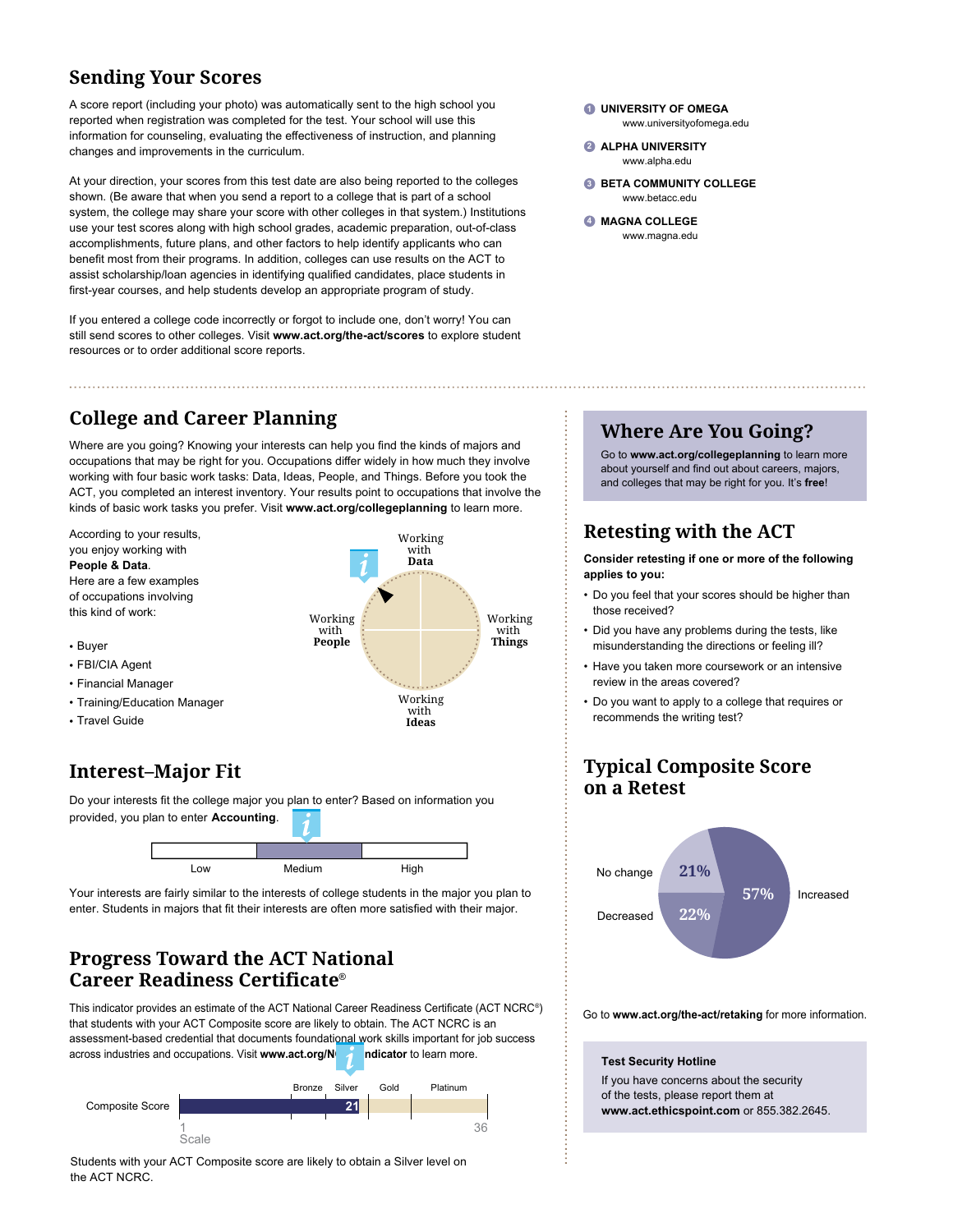## Sending Your Scores

A score report (including your photo) was automatically sent to the high school you reported when registration was completed for the test. Your school will use this information for counseling, evaluating the effectiveness of instruction, and planning changes and improvements in the curriculum.

At your direction, your scores from this test date are also being reported to the colleges shown. (Be aware that when you send a report to a college that is part of a school system, the college may share your score with other colleges in that system.) Institutions use your test scores along with high school grades, academic preparation, out-of-class accomplishments, future plans, and other factors to help identify applicants who can benefit most from their programs. In addition, colleges can use results on the ACT to assist scholarship/loan agencies in identifying qualified candidates, place students in first-year courses, and help students develop an appropriate program of study.

If you entered a college code incorrectly or forgot to include one, don't worry! You can still send scores to other colleges. Visit **www.act.org/the-act/scores** to explore student resources or to order additional score reports.

1. **UNIVERSITY OF OMEGA**
   www.universityofomega.edu
2. **ALPHA UNIVERSITY**
   www.alpha.edu
3. **BETA COMMUNITY COLLEGE**
   www.betacc.edu
4. **MAGNA COLLEGE**
   www.magna.edu

## College and Career Planning

Where are you going? Knowing your interests can help you find the kinds of majors and occupations that may be right for you. Occupations differ widely in how much they involve working with four basic work tasks: Data, Ideas, People, and Things. Before you took the ACT, you completed an interest inventory. Your results point to occupations that involve the kinds of basic work tasks you prefer. Visit **www.act.org/collegeplanning** to learn more.

According to your results, you enjoy working with **People & Data**.
Here are a few examples of occupations involving this kind of work:

- Buyer
- FBI/CIA Agent
- Financial Manager
- Training/Education Manager
- Travel Guide

Working with **Data**
Working with **People**
Working with **Things**
Working with **Ideas**

## Interest–Major Fit

Do your interests fit the college major you plan to enter? Based on information you provided, you plan to enter **Accounting**.

Low
Medium
High

Your interests are fairly similar to the interests of college students in the major you plan to enter. Students in majors that fit their interests are often more satisfied with their major.

## Progress Toward the ACT National Career Readiness Certificate®

This indicator provides an estimate of the ACT National Career Readiness Certificate (ACT NCRC®) that students with your ACT Composite score are likely to obtain. The ACT NCRC is an assessment-based credential that documents foundational work skills important for job success across industries and occupations. Visit **www.act.org/N... Indicator** to learn more.

Bronze
Silver
Gold
Platinum
Composite Score
21
1
36
Scale

Students with your ACT Composite score are likely to obtain a Silver level on the ACT NCRC.

## Where Are You Going?

Go to **www.act.org/collegeplanning** to learn more about yourself and find out about careers, majors, and colleges that may be right for you. It's **free**!

## Retesting with the ACT

**Consider retesting if one or more of the following applies to you:**

- Do you feel that your scores should be higher than those received?
- Did you have any problems during the tests, like misunderstanding the directions or feeling ill?
- Have you taken more coursework or an intensive review in the areas covered?
- Do you want to apply to a college that requires or recommends the writing test?

## Typical Composite Score on a Retest

No change
21%
Increased
57%
Decreased
22%

Go to **www.act.org/the-act/retaking** for more information.

**Test Security Hotline**

If you have concerns about the security of the tests, please report them at **www.act.ethicspoint.com** or 855.382.2645.